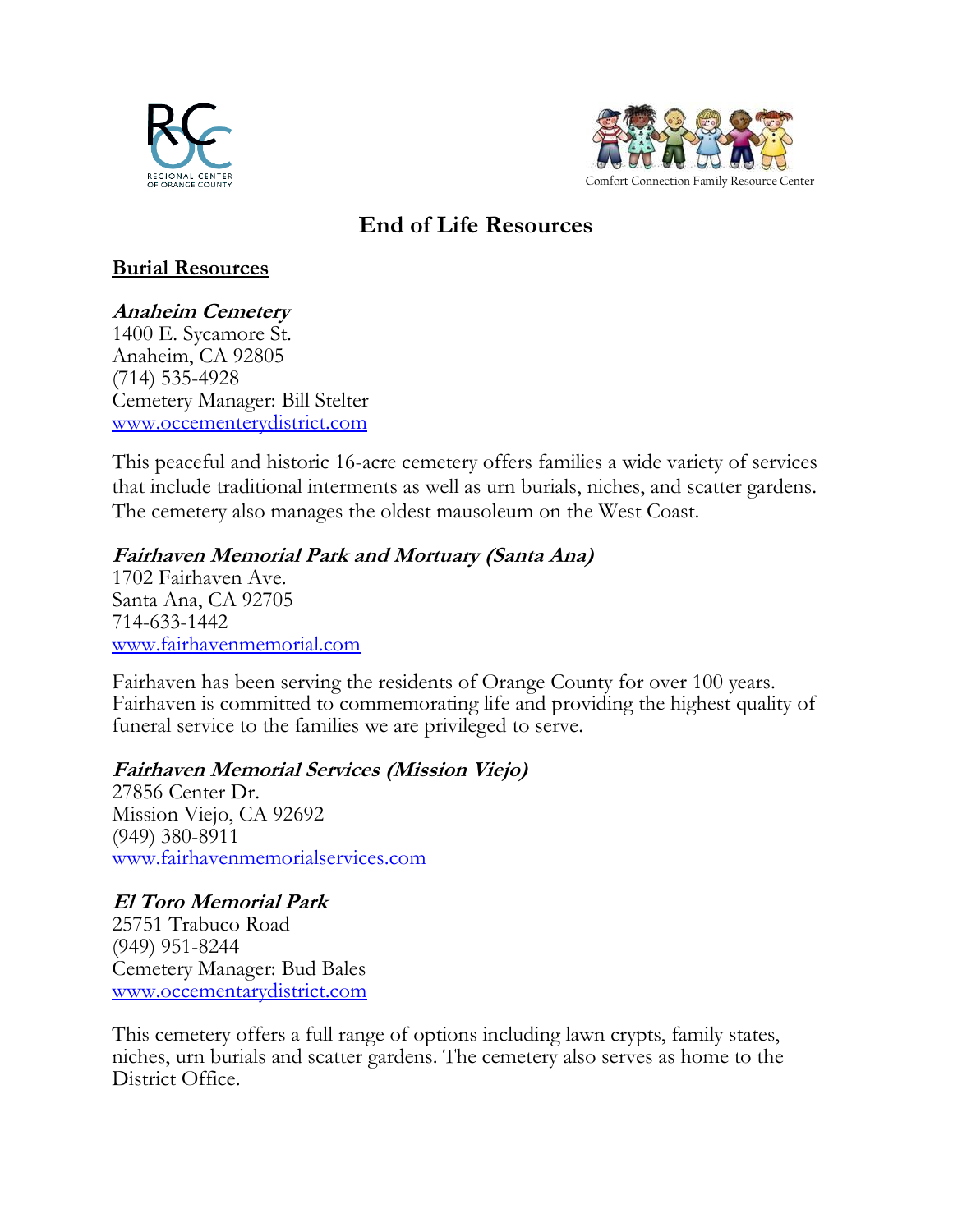REGIONAL CENTER OF ORANGE COUNTY

Comfort Connection Family Resource Center

# End of Life Resources

## Burial Resources

***Anaheim Cemetery***
1400 E. Sycamore St.
Anaheim, CA 92805
(714) 535-4928
Cemetery Manager: Bill Stelter
www.occementerydistrict.com

This peaceful and historic 16-acre cemetery offers families a wide variety of services that include traditional interments as well as urn burials, niches, and scatter gardens. The cemetery also manages the oldest mausoleum on the West Coast.

***Fairhaven Memorial Park and Mortuary (Santa Ana)***
1702 Fairhaven Ave.
Santa Ana, CA 92705
714-633-1442
www.fairhavenmemorial.com

Fairhaven has been serving the residents of Orange County for over 100 years. Fairhaven is committed to commemorating life and providing the highest quality of funeral service to the families we are privileged to serve.

***Fairhaven Memorial Services (Mission Viejo)***
27856 Center Dr.
Mission Viejo, CA 92692
(949) 380-8911
www.fairhavenmemorialservices.com

***El Toro Memorial Park***
25751 Trabuco Road
(949) 951-8244
Cemetery Manager: Bud Bales
www.occementarydistrict.com

This cemetery offers a full range of options including lawn crypts, family states, niches, urn burials and scatter gardens. The cemetery also serves as home to the District Office.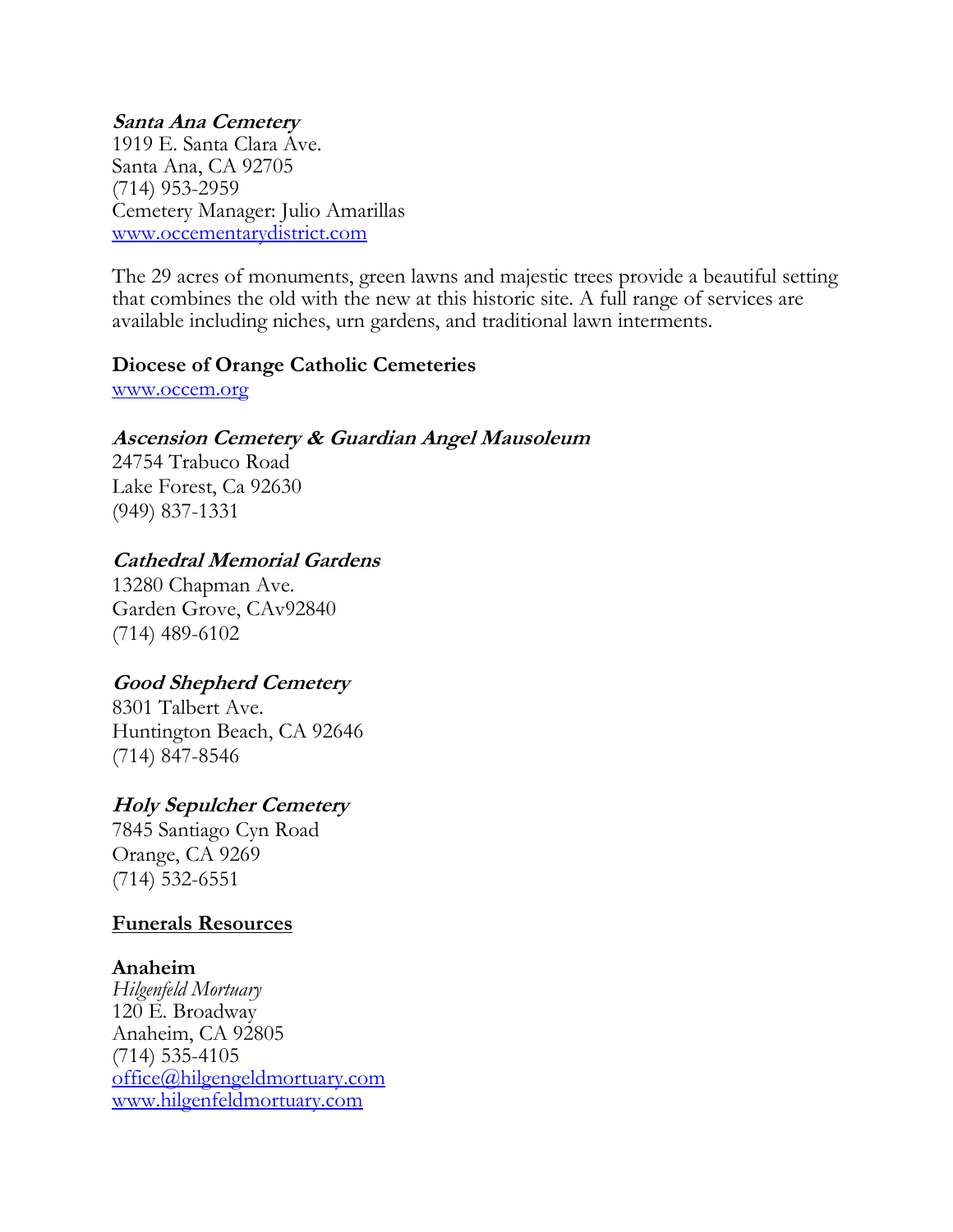***Santa Ana Cemetery***
1919 E. Santa Clara Ave.
Santa Ana, CA 92705
(714) 953-2959
Cemetery Manager: Julio Amarillas
www.occementarydistrict.com

The 29 acres of monuments, green lawns and majestic trees provide a beautiful setting that combines the old with the new at this historic site. A full range of services are available including niches, urn gardens, and traditional lawn interments.

**Diocese of Orange Catholic Cemeteries**
www.occem.org

***Ascension Cemetery & Guardian Angel Mausoleum***
24754 Trabuco Road
Lake Forest, Ca 92630
(949) 837-1331

***Cathedral Memorial Gardens***
13280 Chapman Ave.
Garden Grove, CAv92840
(714) 489-6102

***Good Shepherd Cemetery***
8301 Talbert Ave.
Huntington Beach, CA 92646
(714) 847-8546

***Holy Sepulcher Cemetery***
7845 Santiago Cyn Road
Orange, CA 9269
(714) 532-6551

## Funerals Resources

**Anaheim**
*Hilgenfeld Mortuary*
120 E. Broadway
Anaheim, CA 92805
(714) 535-4105
office@hilgengeldmortuary.com
www.hilgenfeldmortuary.com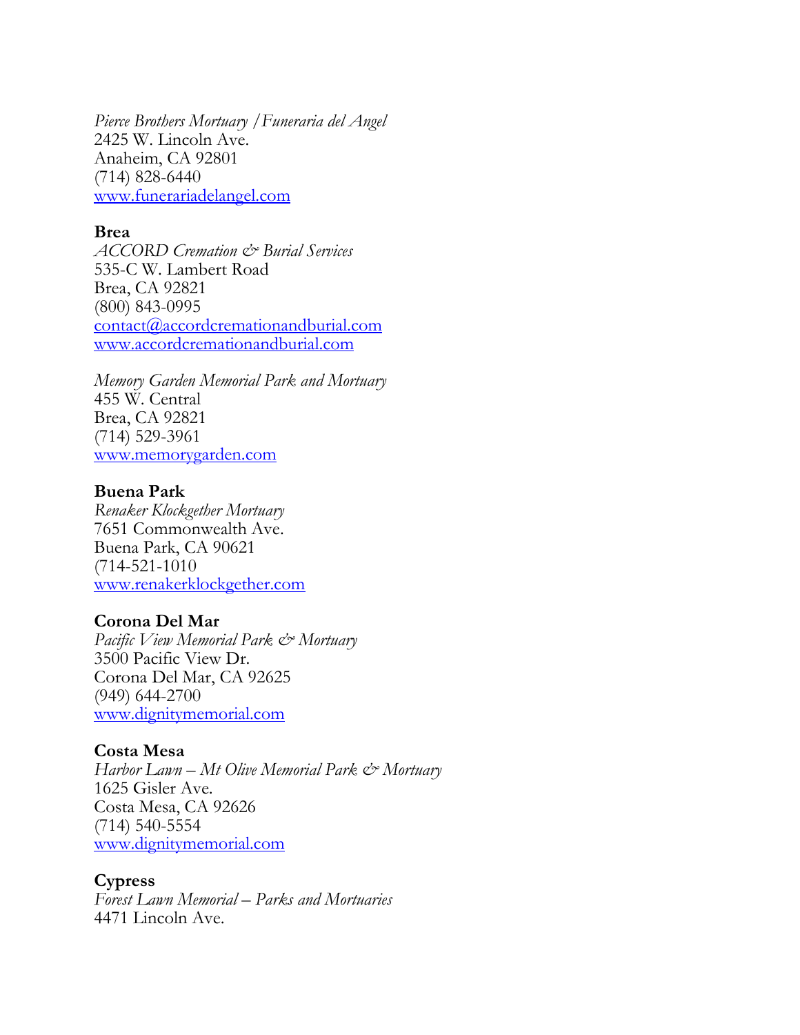*Pierce Brothers Mortuary /Funeraria del Angel*
2425 W. Lincoln Ave.
Anaheim, CA 92801
(714) 828-6440
www.funerariadelangel.com

**Brea**
*ACCORD Cremation & Burial Services*
535-C W. Lambert Road
Brea, CA 92821
(800) 843-0995
contact@accordcremationandburial.com
www.accordcremationandburial.com

*Memory Garden Memorial Park and Mortuary*
455 W. Central
Brea, CA 92821
(714) 529-3961
www.memorygarden.com

**Buena Park**
*Renaker Klockgether Mortuary*
7651 Commonwealth Ave.
Buena Park, CA 90621
(714-521-1010
www.renakerklockgether.com

**Corona Del Mar**
*Pacific View Memorial Park & Mortuary*
3500 Pacific View Dr.
Corona Del Mar, CA 92625
(949) 644-2700
www.dignitymemorial.com

**Costa Mesa**
*Harbor Lawn – Mt Olive Memorial Park & Mortuary*
1625 Gisler Ave.
Costa Mesa, CA 92626
(714) 540-5554
www.dignitymemorial.com

**Cypress**
*Forest Lawn Memorial – Parks and Mortuaries*
4471 Lincoln Ave.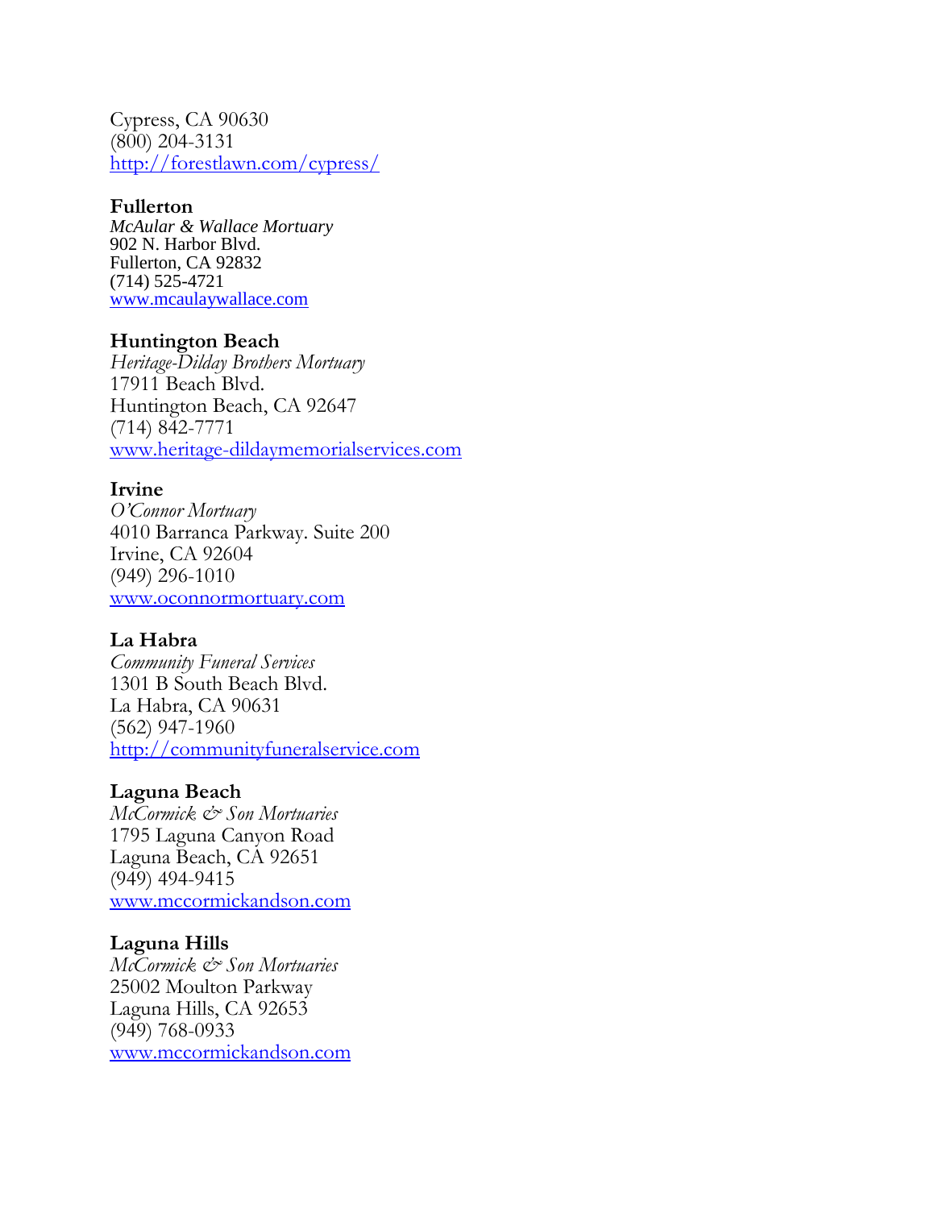Cypress, CA 90630
(800) 204-3131
http://forestlawn.com/cypress/

**Fullerton**
*McAular & Wallace Mortuary*
902 N. Harbor Blvd.
Fullerton, CA 92832
(714) 525-4721
www.mcaulaywallace.com

**Huntington Beach**
*Heritage-Dilday Brothers Mortuary*
17911 Beach Blvd.
Huntington Beach, CA 92647
(714) 842-7771
www.heritage-dildaymemorialservices.com

**Irvine**
*O'Connor Mortuary*
4010 Barranca Parkway. Suite 200
Irvine, CA 92604
(949) 296-1010
www.oconnormortuary.com

**La Habra**
*Community Funeral Services*
1301 B South Beach Blvd.
La Habra, CA 90631
(562) 947-1960
http://communityfuneralservice.com

**Laguna Beach**
*McCormick & Son Mortuaries*
1795 Laguna Canyon Road
Laguna Beach, CA 92651
(949) 494-9415
www.mccormickandson.com

**Laguna Hills**
*McCormick & Son Mortuaries*
25002 Moulton Parkway
Laguna Hills, CA 92653
(949) 768-0933
www.mccormickandson.com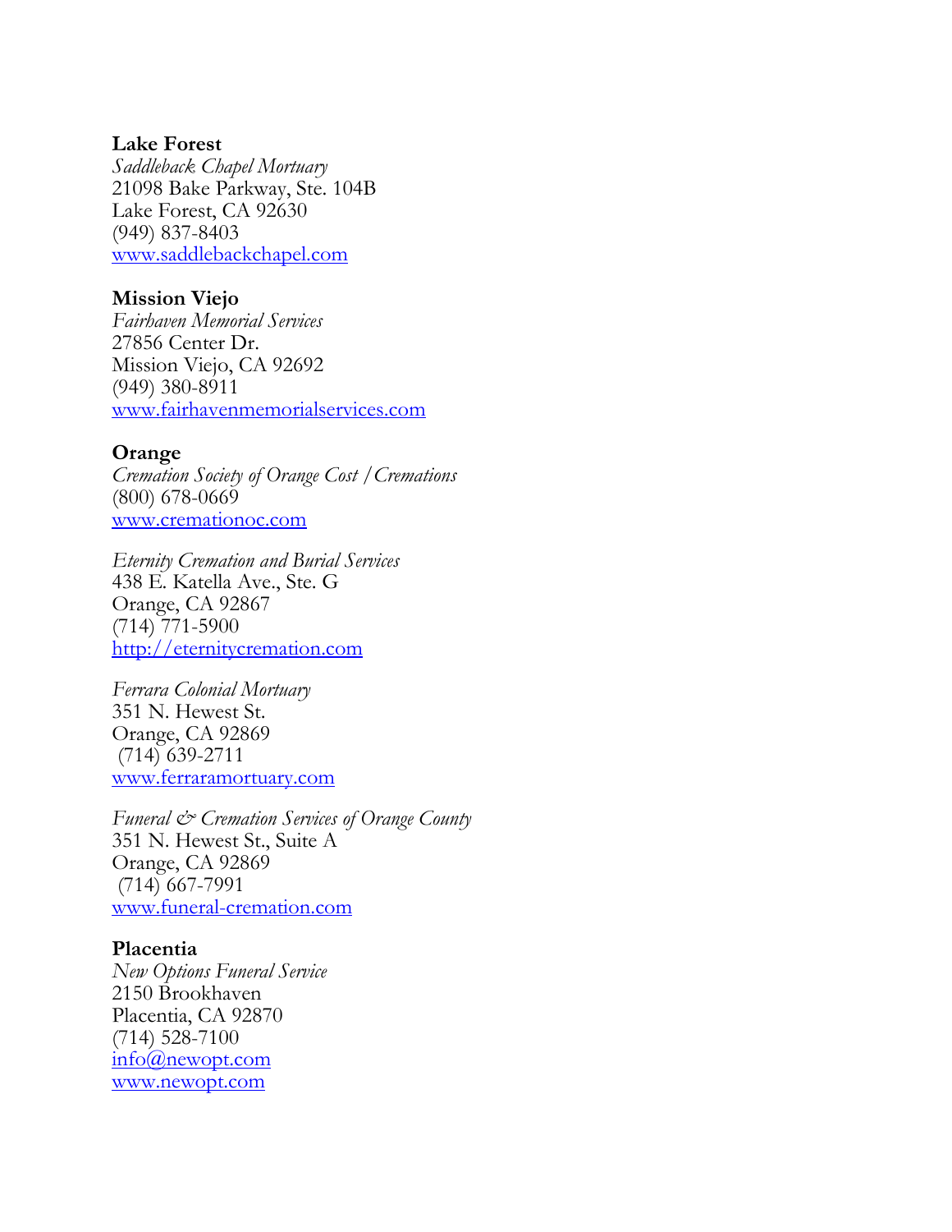**Lake Forest**
*Saddleback Chapel Mortuary*
21098 Bake Parkway, Ste. 104B
Lake Forest, CA 92630
(949) 837-8403
www.saddlebackchapel.com

**Mission Viejo**
*Fairhaven Memorial Services*
27856 Center Dr.
Mission Viejo, CA 92692
(949) 380-8911
www.fairhavenmemorialservices.com

**Orange**
*Cremation Society of Orange Cost / Cremations*
(800) 678-0669
www.cremationoc.com

*Eternity Cremation and Burial Services*
438 E. Katella Ave., Ste. G
Orange, CA 92867
(714) 771-5900
http://eternitycremation.com

*Ferrara Colonial Mortuary*
351 N. Hewest St.
Orange, CA 92869
(714) 639-2711
www.ferraramortuary.com

*Funeral & Cremation Services of Orange County*
351 N. Hewest St., Suite A
Orange, CA 92869
(714) 667-7991
www.funeral-cremation.com

**Placentia**
*New Options Funeral Service*
2150 Brookhaven
Placentia, CA 92870
(714) 528-7100
info@newopt.com
www.newopt.com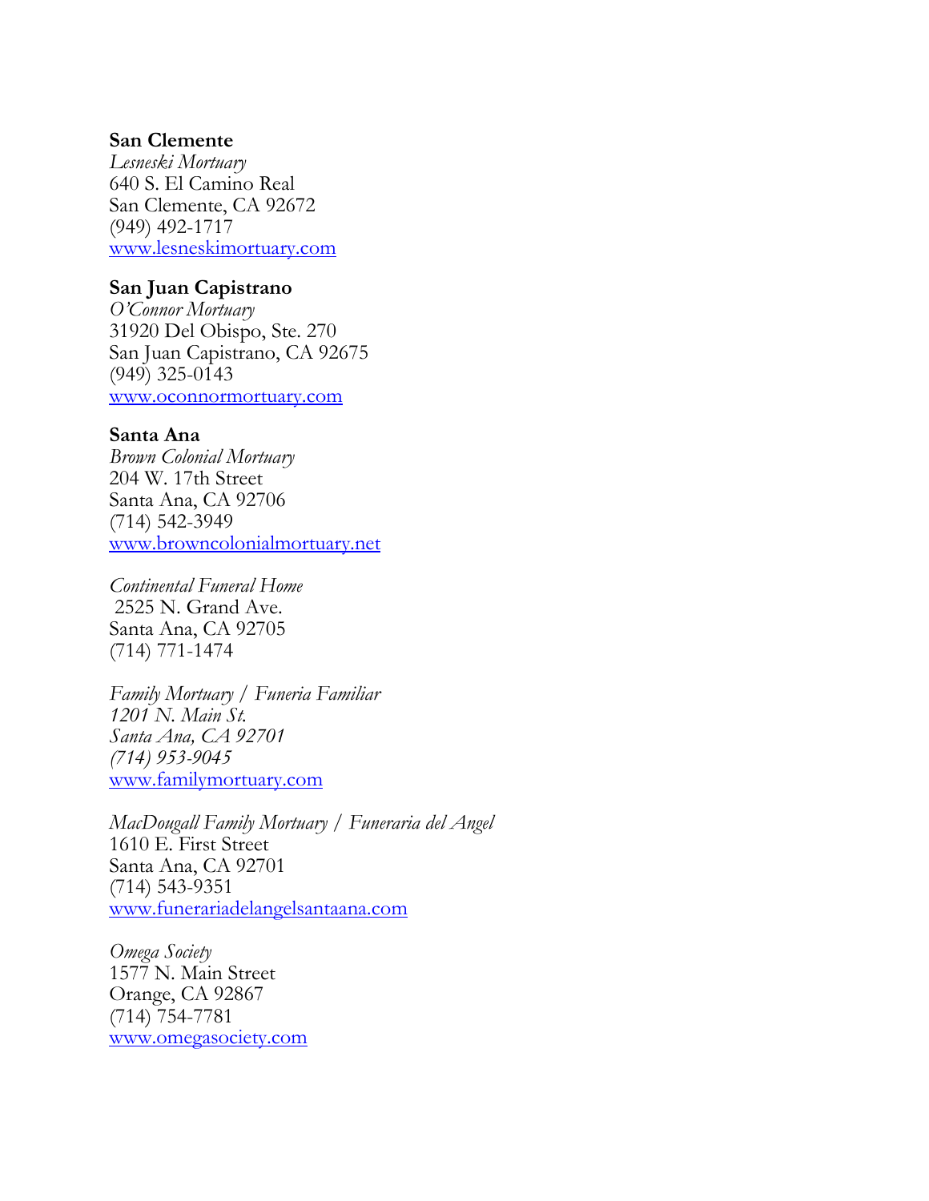**San Clemente**
*Lesneski Mortuary*
640 S. El Camino Real
San Clemente, CA 92672
(949) 492-1717
[www.lesneskimortuary.com](www.lesneskimortuary.com)

**San Juan Capistrano**
*O'Connor Mortuary*
31920 Del Obispo, Ste. 270
San Juan Capistrano, CA 92675
(949) 325-0143
[www.oconnormortuary.com](www.oconnormortuary.com)

**Santa Ana**
*Brown Colonial Mortuary*
204 W. 17th Street
Santa Ana, CA 92706
(714) 542-3949
[www.browncolonialmortuary.net](www.browncolonialmortuary.net)

*Continental Funeral Home*
2525 N. Grand Ave.
Santa Ana, CA 92705
(714) 771-1474

*Family Mortuary / Funeria Familiar*
*1201 N. Main St.*
*Santa Ana, CA 92701*
*(714) 953-9045*
[www.familymortuary.com](www.familymortuary.com)

*MacDougall Family Mortuary / Funeraria del Angel*
1610 E. First Street
Santa Ana, CA 92701
(714) 543-9351
[www.funerariadelangelsantaana.com](www.funerariadelangelsantaana.com)

*Omega Society*
1577 N. Main Street
Orange, CA 92867
(714) 754-7781
[www.omegasociety.com](www.omegasociety.com)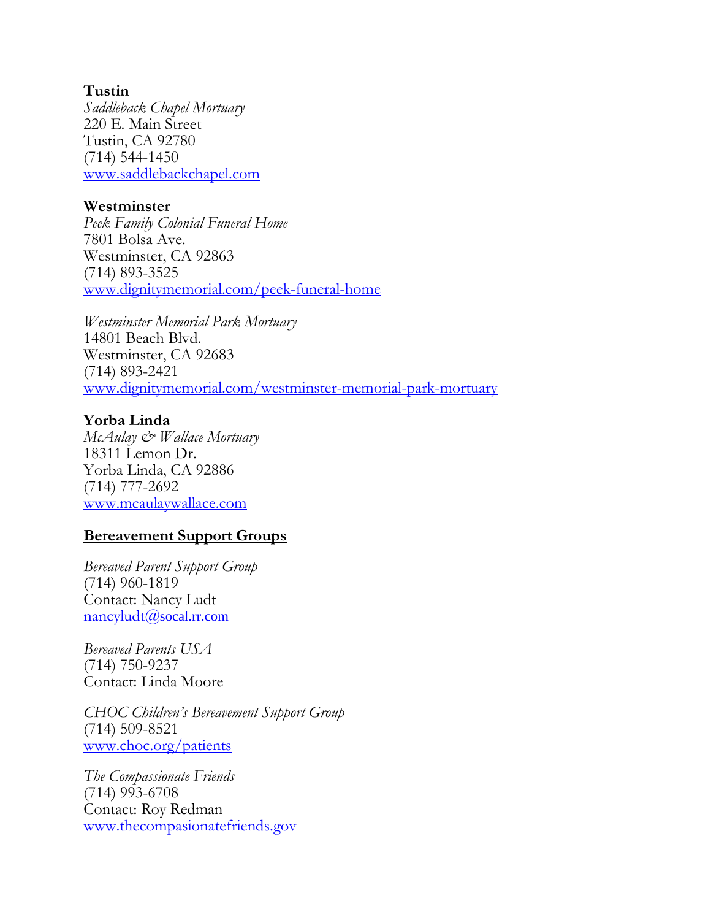**Tustin**
*Saddleback Chapel Mortuary*
220 E. Main Street
Tustin, CA 92780
(714) 544-1450
www.saddlebackchapel.com

**Westminster**
*Peek Family Colonial Funeral Home*
7801 Bolsa Ave.
Westminster, CA 92863
(714) 893-3525
www.dignitymemorial.com/peek-funeral-home

*Westminster Memorial Park Mortuary*
14801 Beach Blvd.
Westminster, CA 92683
(714) 893-2421
www.dignitymemorial.com/westminster-memorial-park-mortuary

**Yorba Linda**
*McAulay & Wallace Mortuary*
18311 Lemon Dr.
Yorba Linda, CA 92886
(714) 777-2692
www.mcaulaywallace.com

## Bereavement Support Groups

*Bereaved Parent Support Group*
(714) 960-1819
Contact: Nancy Ludt
nancyludt@socal.rr.com

*Bereaved Parents USA*
(714) 750-9237
Contact: Linda Moore

*CHOC Children's Bereavement Support Group*
(714) 509-8521
www.choc.org/patients

*The Compassionate Friends*
(714) 993-6708
Contact: Roy Redman
www.thecompasionatefriends.gov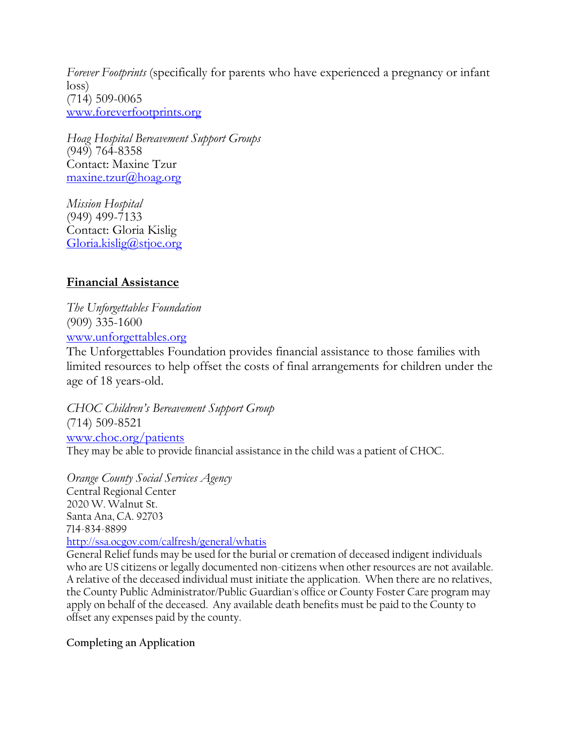*Forever Footprints* (specifically for parents who have experienced a pregnancy or infant loss)
(714) 509-0065
www.foreverfootprints.org

*Hoag Hospital Bereavement Support Groups*
(949) 764-8358
Contact: Maxine Tzur
maxine.tzur@hoag.org

*Mission Hospital*
(949) 499-7133
Contact: Gloria Kislig
Gloria.kislig@stjoe.org

## Financial Assistance

*The Unforgettables Foundation*
(909) 335-1600
www.unforgettables.org
The Unforgettables Foundation provides financial assistance to those families with limited resources to help offset the costs of final arrangements for children under the age of 18 years-old.

*CHOC Children's Bereavement Support Group*
(714) 509-8521
www.choc.org/patients
They may be able to provide financial assistance in the child was a patient of CHOC.

*Orange County Social Services Agency*
Central Regional Center
2020 W. Walnut St.
Santa Ana, CA. 92703
714-834-8899
http://ssa.ocgov.com/calfresh/general/whatis
General Relief funds may be used for the burial or cremation of deceased indigent individuals who are US citizens or legally documented non-citizens when other resources are not available. A relative of the deceased individual must initiate the application. When there are no relatives, the County Public Administrator/Public Guardian's office or County Foster Care program may apply on behalf of the deceased. Any available death benefits must be paid to the County to offset any expenses paid by the county.

**Completing an Application**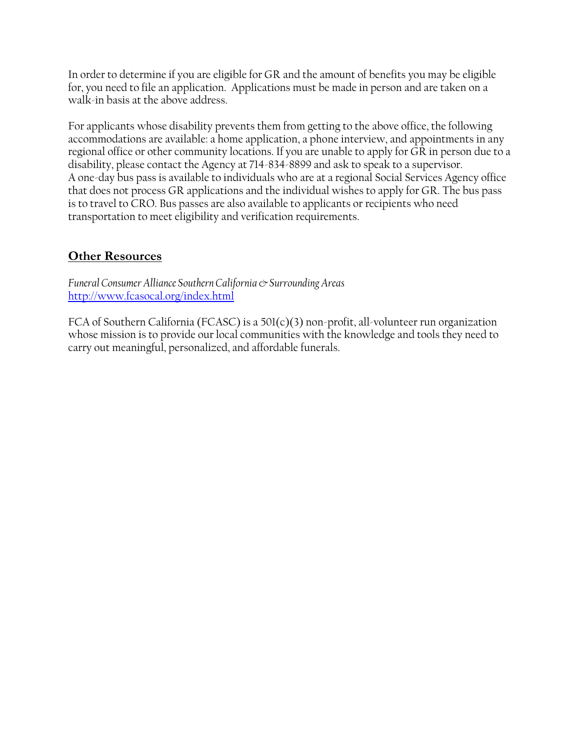In order to determine if you are eligible for GR and the amount of benefits you may be eligible for, you need to file an application. Applications must be made in person and are taken on a walk-in basis at the above address.

For applicants whose disability prevents them from getting to the above office, the following accommodations are available: a home application, a phone interview, and appointments in any regional office or other community locations. If you are unable to apply for GR in person due to a disability, please contact the Agency at 714-834-8899 and ask to speak to a supervisor.
A one-day bus pass is available to individuals who are at a regional Social Services Agency office that does not process GR applications and the individual wishes to apply for GR. The bus pass is to travel to CRO. Bus passes are also available to applicants or recipients who need transportation to meet eligibility and verification requirements.

## Other Resources

*Funeral Consumer Alliance Southern California & Surrounding Areas*
http://www.fcasocal.org/index.html

FCA of Southern California (FCASC) is a 501(c)(3) non-profit, all-volunteer run organization whose mission is to provide our local communities with the knowledge and tools they need to carry out meaningful, personalized, and affordable funerals.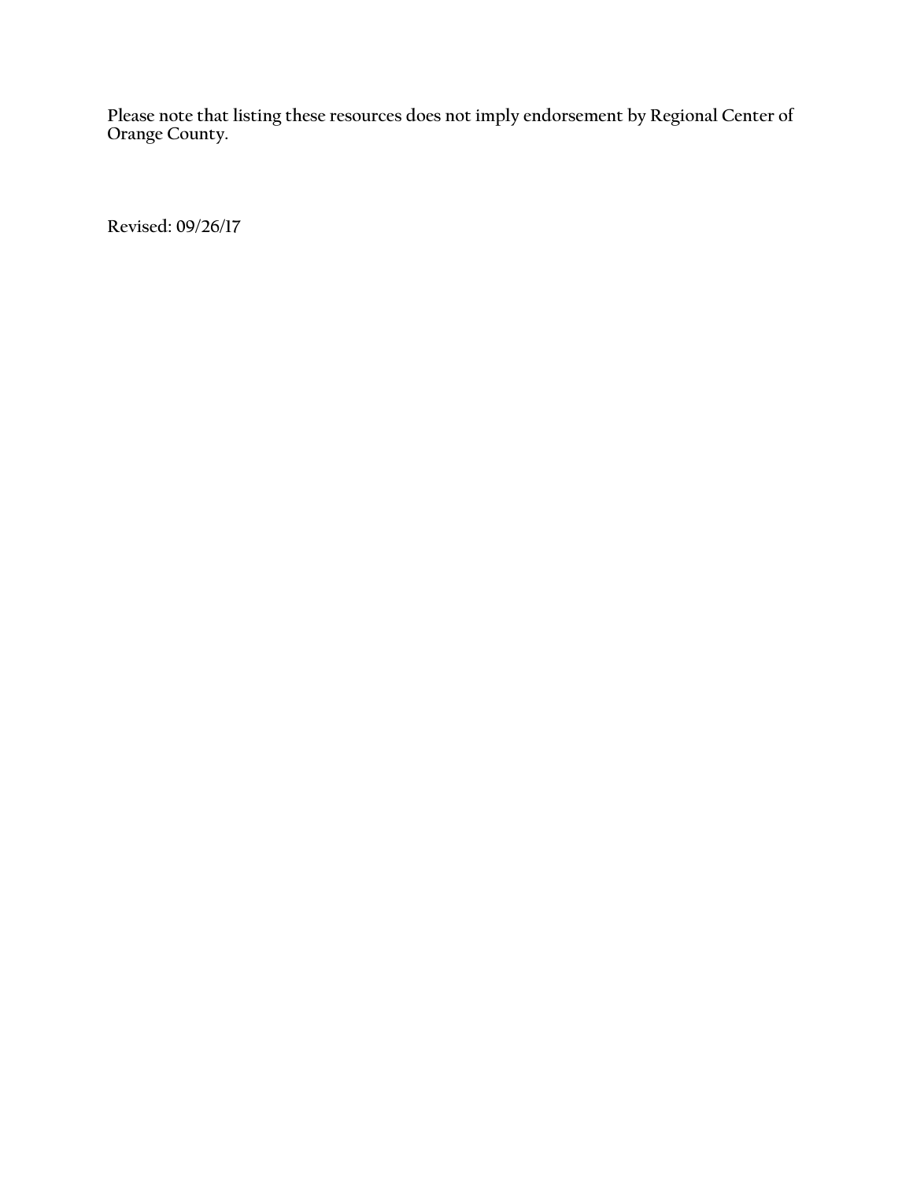**Please note that listing these resources does not imply endorsement by Regional Center of Orange County.**

**Revised: 09/26/17**